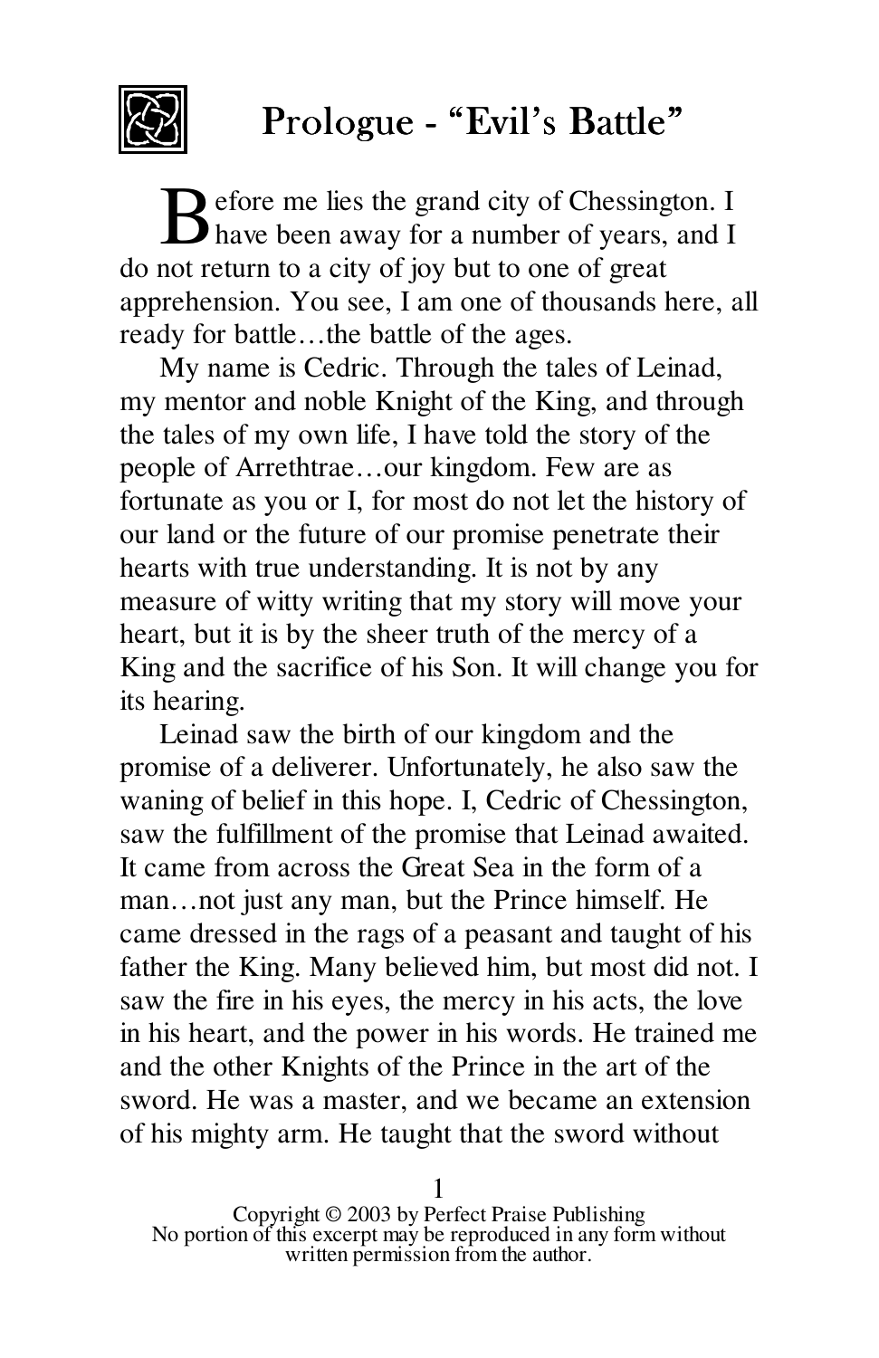# Prologue - "Evil's Battle"

Before me lies the grand city of Chessington. I have been away for a number of years, and I do not return to a city of joy but to one of great apprehension. You see, I am one of thousands here, all ready for battle…the battle of the ages.

My name is Cedric. Through the tales of Leinad, my mentor and noble Knight of the King, and through the tales of my own life, I have told the story of the people of Arrethtrae…our kingdom. Few are as fortunate as you or I, for most do not let the history of our land or the future of our promise penetrate their hearts with true understanding. It is not by any measure of witty writing that my story will move your heart, but it is by the sheer truth of the mercy of a King and the sacrifice of his Son. It will change you for its hearing.

Leinad saw the birth of our kingdom and the promise of a deliverer. Unfortunately, he also saw the waning of belief in this hope. I, Cedric of Chessington, saw the fulfillment of the promise that Leinad awaited. It came from across the Great Sea in the form of a man…not just any man, but the Prince himself. He came dressed in the rags of a peasant and taught of his father the King. Many believed him, but most did not. I saw the fire in his eyes, the mercy in his acts, the love in his heart, and the power in his words. He trained me and the other Knights of the Prince in the art of the sword. He was a master, and we became an extension of his mighty arm. He taught that the sword without

Copyright © 2003 by Perfect Praise Publishing
No portion of this excerpt may be reproduced in any form without written permission from the author.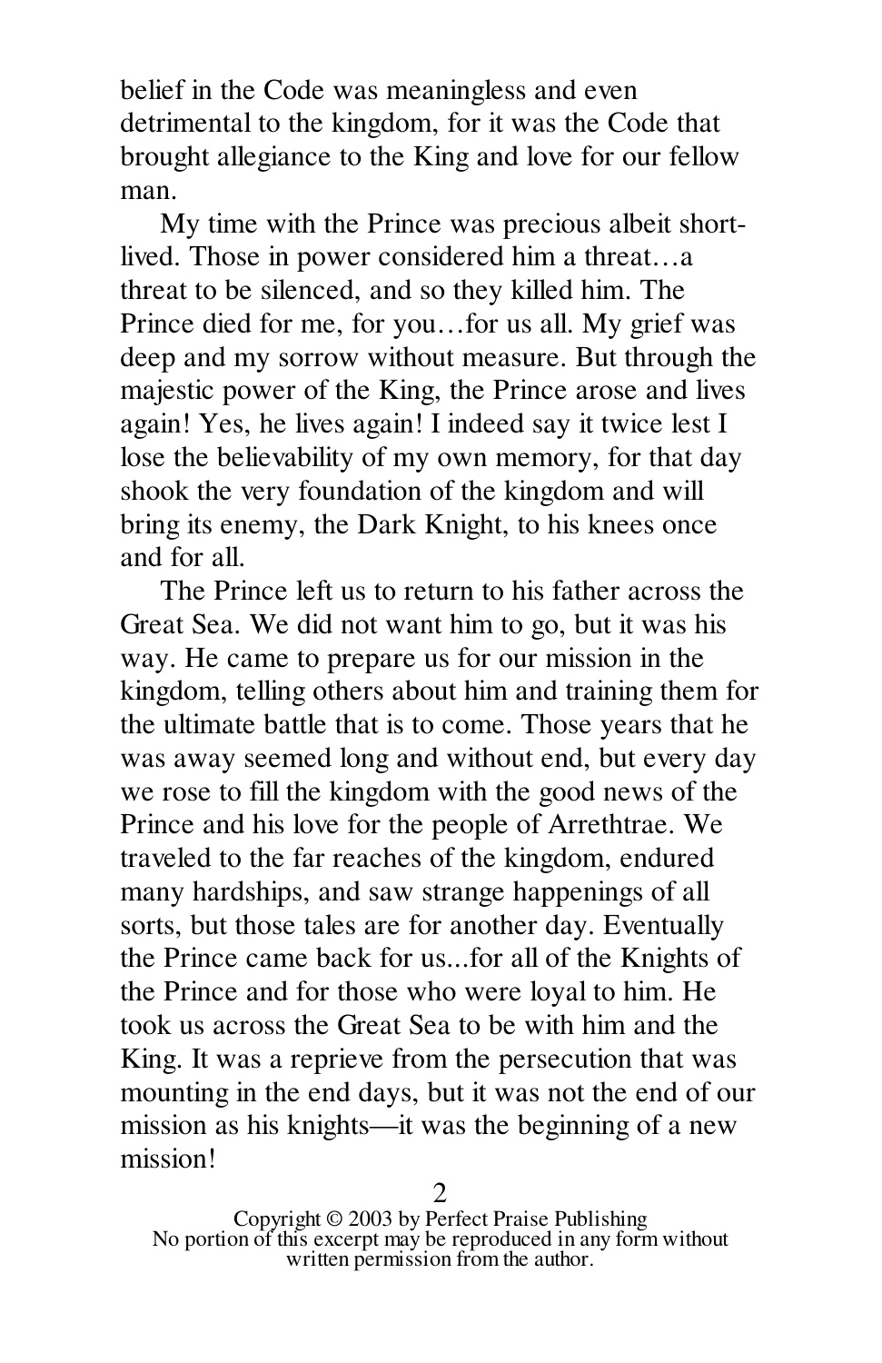belief in the Code was meaningless and even detrimental to the kingdom, for it was the Code that brought allegiance to the King and love for our fellow man.

My time with the Prince was precious albeit short-lived. Those in power considered him a threat…a threat to be silenced, and so they killed him. The Prince died for me, for you…for us all. My grief was deep and my sorrow without measure. But through the majestic power of the King, the Prince arose and lives again! Yes, he lives again! I indeed say it twice lest I lose the believability of my own memory, for that day shook the very foundation of the kingdom and will bring its enemy, the Dark Knight, to his knees once and for all.

The Prince left us to return to his father across the Great Sea. We did not want him to go, but it was his way. He came to prepare us for our mission in the kingdom, telling others about him and training them for the ultimate battle that is to come. Those years that he was away seemed long and without end, but every day we rose to fill the kingdom with the good news of the Prince and his love for the people of Arrethtrae. We traveled to the far reaches of the kingdom, endured many hardships, and saw strange happenings of all sorts, but those tales are for another day. Eventually the Prince came back for us...for all of the Knights of the Prince and for those who were loyal to him. He took us across the Great Sea to be with him and the King. It was a reprieve from the persecution that was mounting in the end days, but it was not the end of our mission as his knights—it was the beginning of a new mission!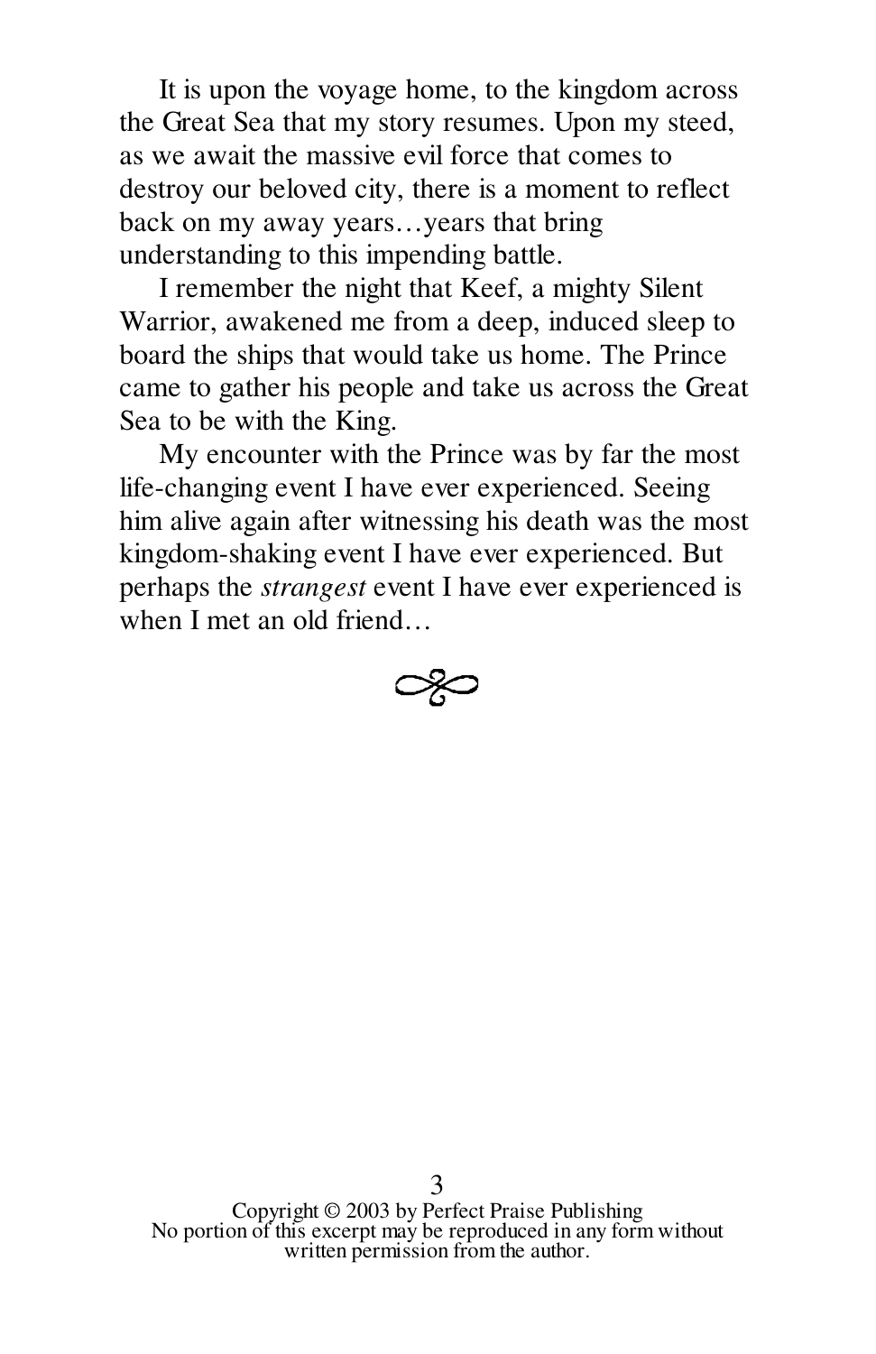It is upon the voyage home, to the kingdom across the Great Sea that my story resumes. Upon my steed, as we await the massive evil force that comes to destroy our beloved city, there is a moment to reflect back on my away years…years that bring understanding to this impending battle.

I remember the night that Keef, a mighty Silent Warrior, awakened me from a deep, induced sleep to board the ships that would take us home. The Prince came to gather his people and take us across the Great Sea to be with the King.

My encounter with the Prince was by far the most life-changing event I have ever experienced. Seeing him alive again after witnessing his death was the most kingdom-shaking event I have ever experienced. But perhaps the *strangest* event I have ever experienced is when I met an old friend…

Copyright © 2003 by Perfect Praise Publishing
No portion of this excerpt may be reproduced in any form without written permission from the author.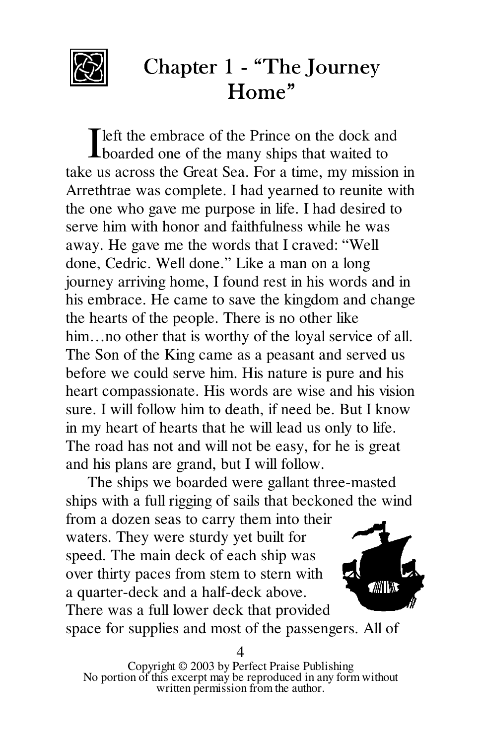# Chapter 1 - "The Journey Home"

I left the embrace of the Prince on the dock and boarded one of the many ships that waited to take us across the Great Sea. For a time, my mission in Arrethtrae was complete. I had yearned to reunite with the one who gave me purpose in life. I had desired to serve him with honor and faithfulness while he was away. He gave me the words that I craved: "Well done, Cedric. Well done." Like a man on a long journey arriving home, I found rest in his words and in his embrace. He came to save the kingdom and change the hearts of the people. There is no other like him…no other that is worthy of the loyal service of all. The Son of the King came as a peasant and served us before we could serve him. His nature is pure and his heart compassionate. His words are wise and his vision sure. I will follow him to death, if need be. But I know in my heart of hearts that he will lead us only to life. The road has not and will not be easy, for he is great and his plans are grand, but I will follow.

The ships we boarded were gallant three-masted ships with a full rigging of sails that beckoned the wind from a dozen seas to carry them into their waters. They were sturdy yet built for speed. The main deck of each ship was over thirty paces from stem to stern with a quarter-deck and a half-deck above. There was a full lower deck that provided space for supplies and most of the passengers. All of

Copyright © 2003 by Perfect Praise Publishing
No portion of this excerpt may be reproduced in any form without written permission from the author.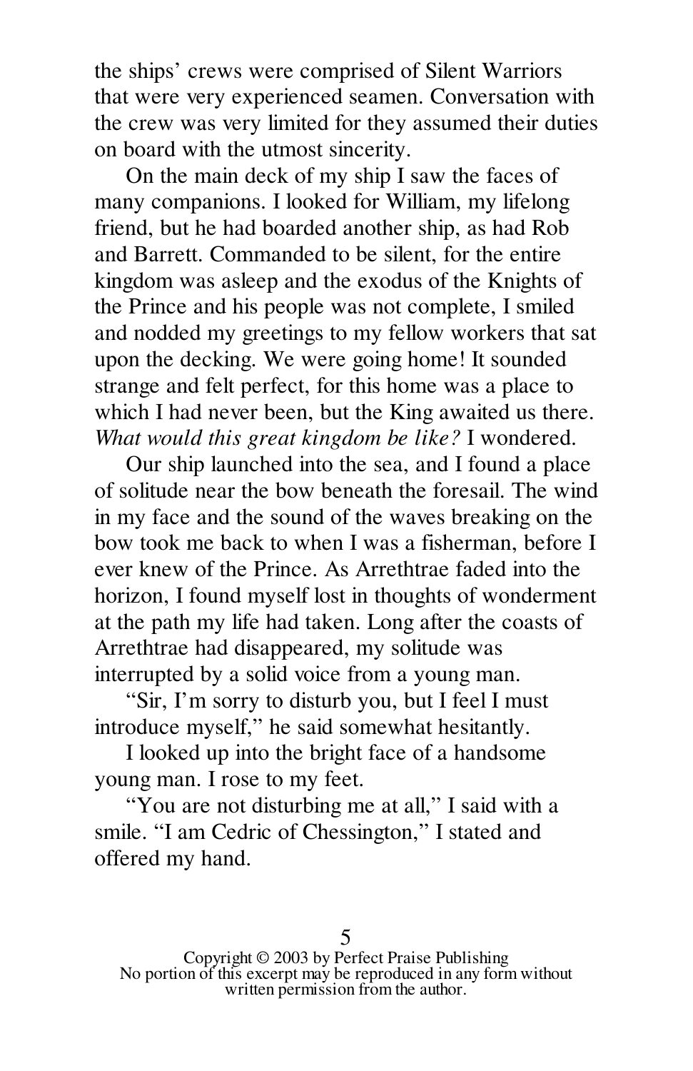the ships' crews were comprised of Silent Warriors that were very experienced seamen. Conversation with the crew was very limited for they assumed their duties on board with the utmost sincerity.

On the main deck of my ship I saw the faces of many companions. I looked for William, my lifelong friend, but he had boarded another ship, as had Rob and Barrett. Commanded to be silent, for the entire kingdom was asleep and the exodus of the Knights of the Prince and his people was not complete, I smiled and nodded my greetings to my fellow workers that sat upon the decking. We were going home! It sounded strange and felt perfect, for this home was a place to which I had never been, but the King awaited us there. *What would this great kingdom be like?* I wondered.

Our ship launched into the sea, and I found a place of solitude near the bow beneath the foresail. The wind in my face and the sound of the waves breaking on the bow took me back to when I was a fisherman, before I ever knew of the Prince. As Arrethtrae faded into the horizon, I found myself lost in thoughts of wonderment at the path my life had taken. Long after the coasts of Arrethtrae had disappeared, my solitude was interrupted by a solid voice from a young man.

"Sir, I'm sorry to disturb you, but I feel I must introduce myself," he said somewhat hesitantly.

I looked up into the bright face of a handsome young man. I rose to my feet.

"You are not disturbing me at all," I said with a smile. "I am Cedric of Chessington," I stated and offered my hand.

Copyright © 2003 by Perfect Praise Publishing
No portion of this excerpt may be reproduced in any form without written permission from the author.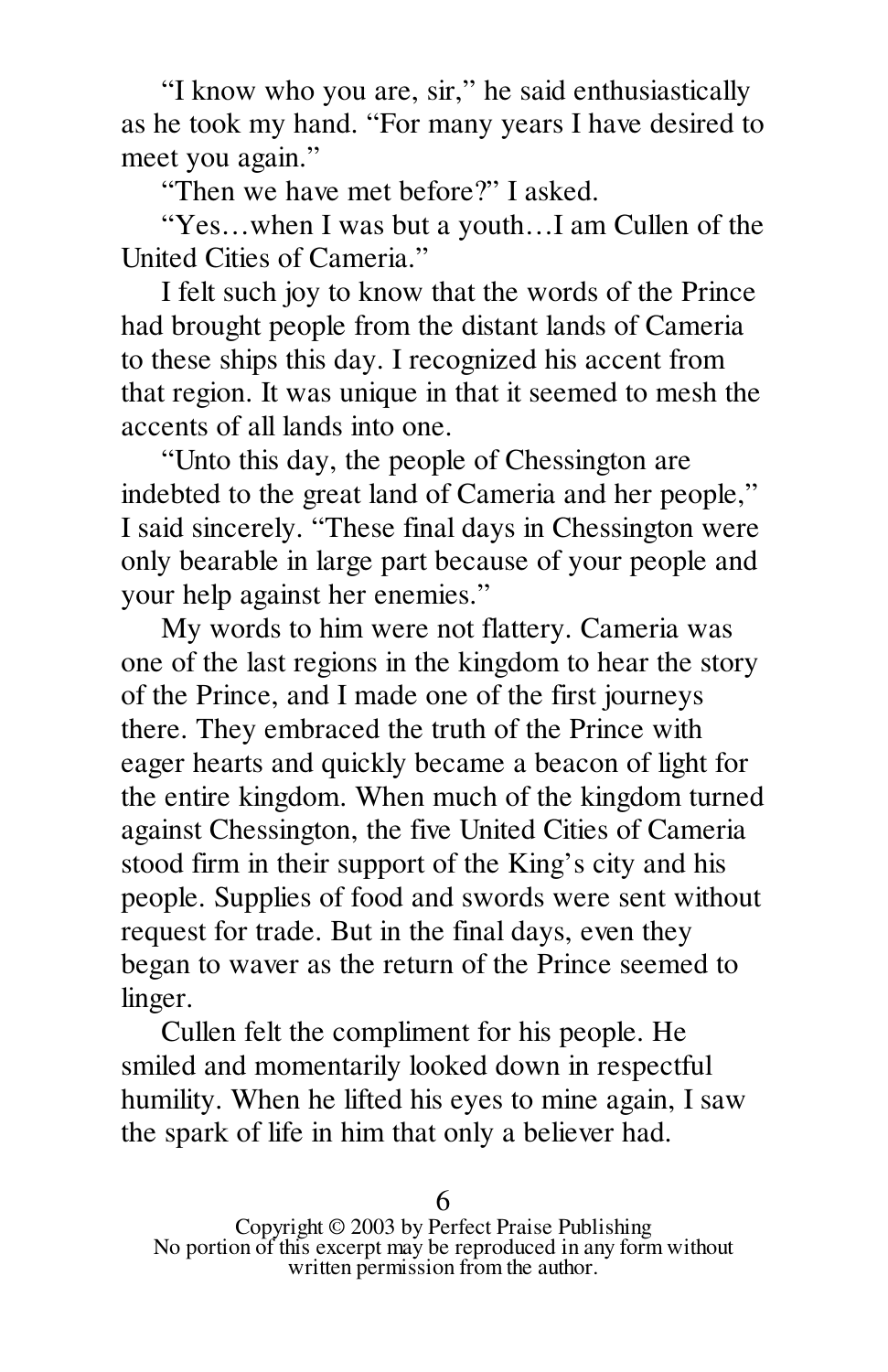"I know who you are, sir," he said enthusiastically as he took my hand. "For many years I have desired to meet you again."

"Then we have met before?" I asked.

"Yes…when I was but a youth…I am Cullen of the United Cities of Cameria."

I felt such joy to know that the words of the Prince had brought people from the distant lands of Cameria to these ships this day. I recognized his accent from that region. It was unique in that it seemed to mesh the accents of all lands into one.

"Unto this day, the people of Chessington are indebted to the great land of Cameria and her people," I said sincerely. "These final days in Chessington were only bearable in large part because of your people and your help against her enemies."

My words to him were not flattery. Cameria was one of the last regions in the kingdom to hear the story of the Prince, and I made one of the first journeys there. They embraced the truth of the Prince with eager hearts and quickly became a beacon of light for the entire kingdom. When much of the kingdom turned against Chessington, the five United Cities of Cameria stood firm in their support of the King's city and his people. Supplies of food and swords were sent without request for trade. But in the final days, even they began to waver as the return of the Prince seemed to linger.

Cullen felt the compliment for his people. He smiled and momentarily looked down in respectful humility. When he lifted his eyes to mine again, I saw the spark of life in him that only a believer had.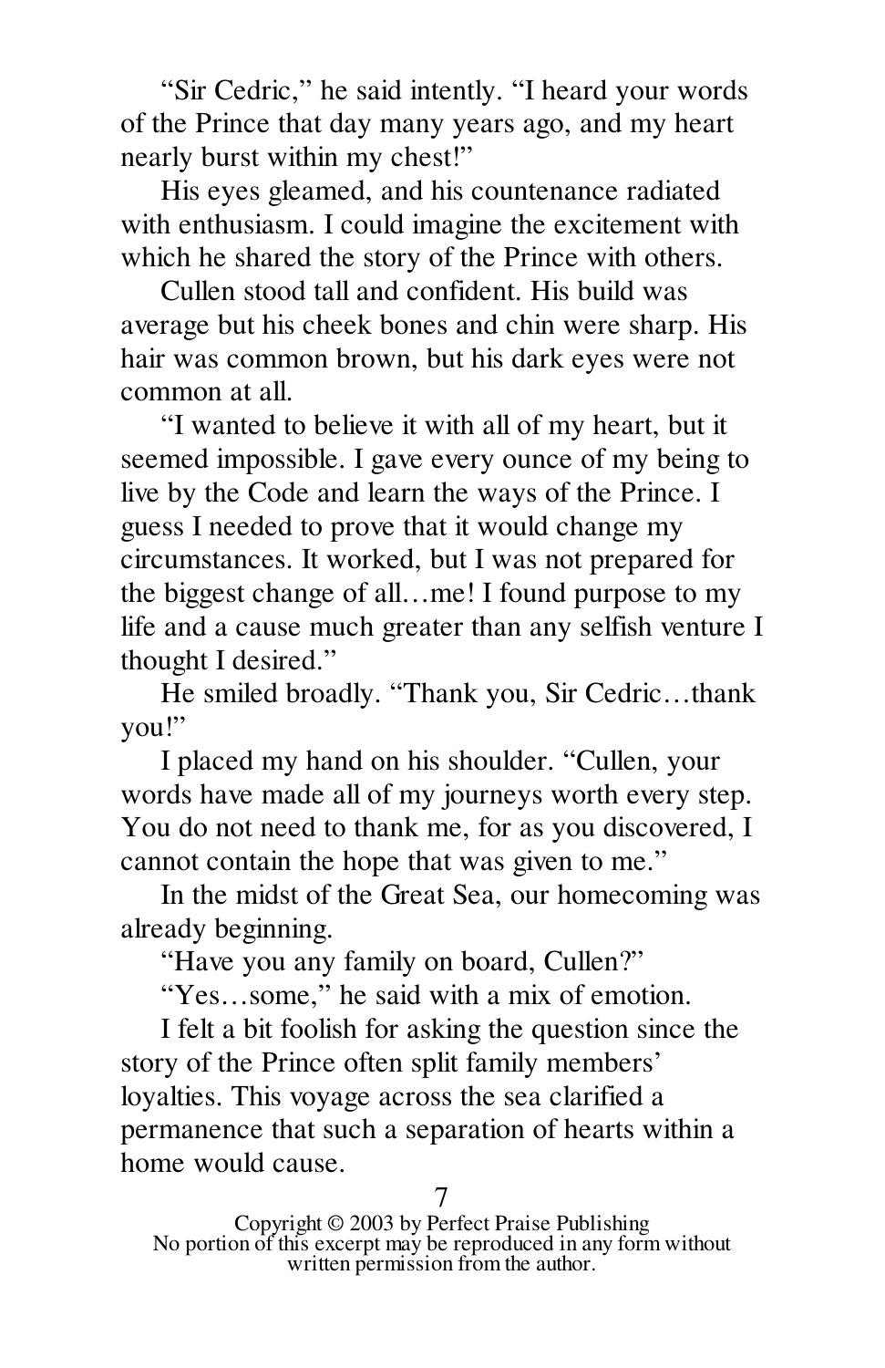"Sir Cedric," he said intently. "I heard your words of the Prince that day many years ago, and my heart nearly burst within my chest!"

His eyes gleamed, and his countenance radiated with enthusiasm. I could imagine the excitement with which he shared the story of the Prince with others.

Cullen stood tall and confident. His build was average but his cheek bones and chin were sharp. His hair was common brown, but his dark eyes were not common at all.

"I wanted to believe it with all of my heart, but it seemed impossible. I gave every ounce of my being to live by the Code and learn the ways of the Prince. I guess I needed to prove that it would change my circumstances. It worked, but I was not prepared for the biggest change of all…me! I found purpose to my life and a cause much greater than any selfish venture I thought I desired."

He smiled broadly. "Thank you, Sir Cedric…thank you!"

I placed my hand on his shoulder. "Cullen, your words have made all of my journeys worth every step. You do not need to thank me, for as you discovered, I cannot contain the hope that was given to me."

In the midst of the Great Sea, our homecoming was already beginning.

"Have you any family on board, Cullen?"

"Yes…some," he said with a mix of emotion.

I felt a bit foolish for asking the question since the story of the Prince often split family members' loyalties. This voyage across the sea clarified a permanence that such a separation of hearts within a home would cause.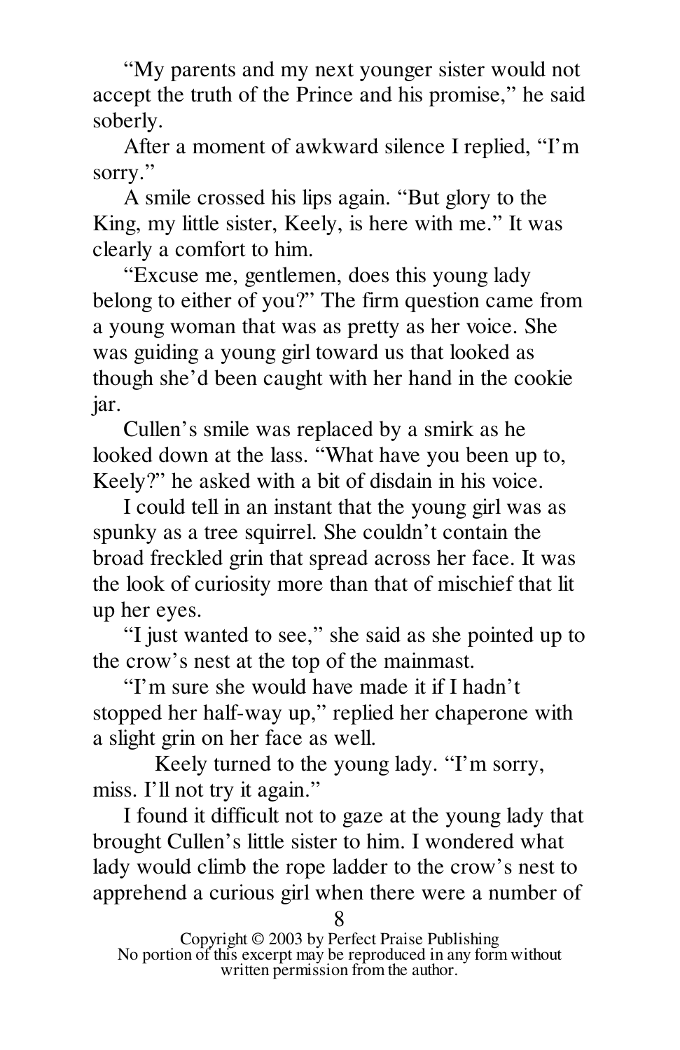"My parents and my next younger sister would not accept the truth of the Prince and his promise," he said soberly.

After a moment of awkward silence I replied, "I'm sorry."

A smile crossed his lips again. "But glory to the King, my little sister, Keely, is here with me." It was clearly a comfort to him.

"Excuse me, gentlemen, does this young lady belong to either of you?" The firm question came from a young woman that was as pretty as her voice. She was guiding a young girl toward us that looked as though she'd been caught with her hand in the cookie jar.

Cullen's smile was replaced by a smirk as he looked down at the lass. "What have you been up to, Keely?" he asked with a bit of disdain in his voice.

I could tell in an instant that the young girl was as spunky as a tree squirrel. She couldn't contain the broad freckled grin that spread across her face. It was the look of curiosity more than that of mischief that lit up her eyes.

"I just wanted to see," she said as she pointed up to the crow's nest at the top of the mainmast.

"I'm sure she would have made it if I hadn't stopped her half-way up," replied her chaperone with a slight grin on her face as well.

Keely turned to the young lady. "I'm sorry, miss. I'll not try it again."

I found it difficult not to gaze at the young lady that brought Cullen's little sister to him. I wondered what lady would climb the rope ladder to the crow's nest to apprehend a curious girl when there were a number of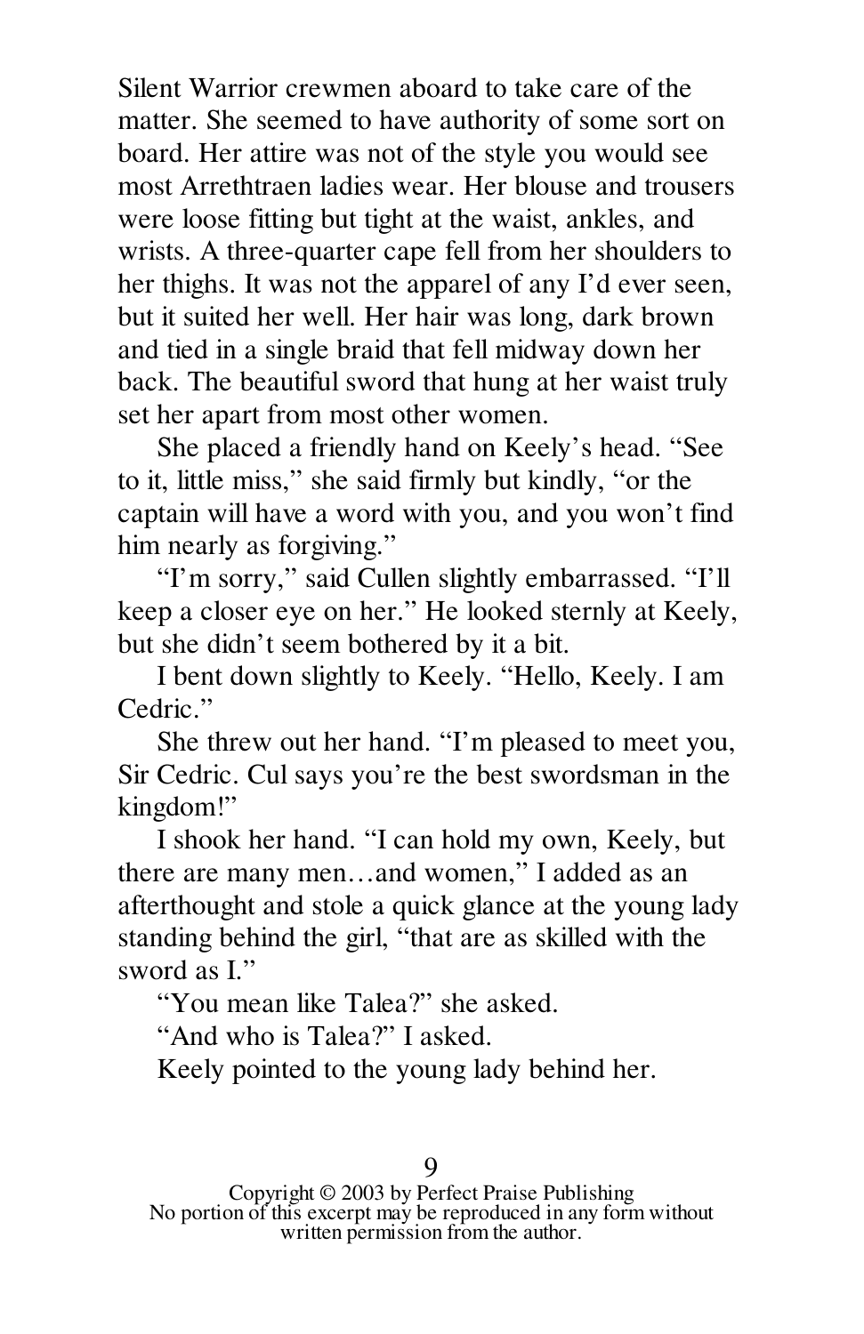Silent Warrior crewmen aboard to take care of the matter. She seemed to have authority of some sort on board. Her attire was not of the style you would see most Arrethtraen ladies wear. Her blouse and trousers were loose fitting but tight at the waist, ankles, and wrists. A three-quarter cape fell from her shoulders to her thighs. It was not the apparel of any I'd ever seen, but it suited her well. Her hair was long, dark brown and tied in a single braid that fell midway down her back. The beautiful sword that hung at her waist truly set her apart from most other women.

She placed a friendly hand on Keely's head. "See to it, little miss," she said firmly but kindly, "or the captain will have a word with you, and you won't find him nearly as forgiving."

"I'm sorry," said Cullen slightly embarrassed. "I'll keep a closer eye on her." He looked sternly at Keely, but she didn't seem bothered by it a bit.

I bent down slightly to Keely. "Hello, Keely. I am Cedric."

She threw out her hand. "I'm pleased to meet you, Sir Cedric. Cul says you're the best swordsman in the kingdom!"

I shook her hand. "I can hold my own, Keely, but there are many men…and women," I added as an afterthought and stole a quick glance at the young lady standing behind the girl, "that are as skilled with the sword as I."

"You mean like Talea?" she asked.

"And who is Talea?" I asked.

Keely pointed to the young lady behind her.

Copyright © 2003 by Perfect Praise Publishing
No portion of this excerpt may be reproduced in any form without written permission from the author.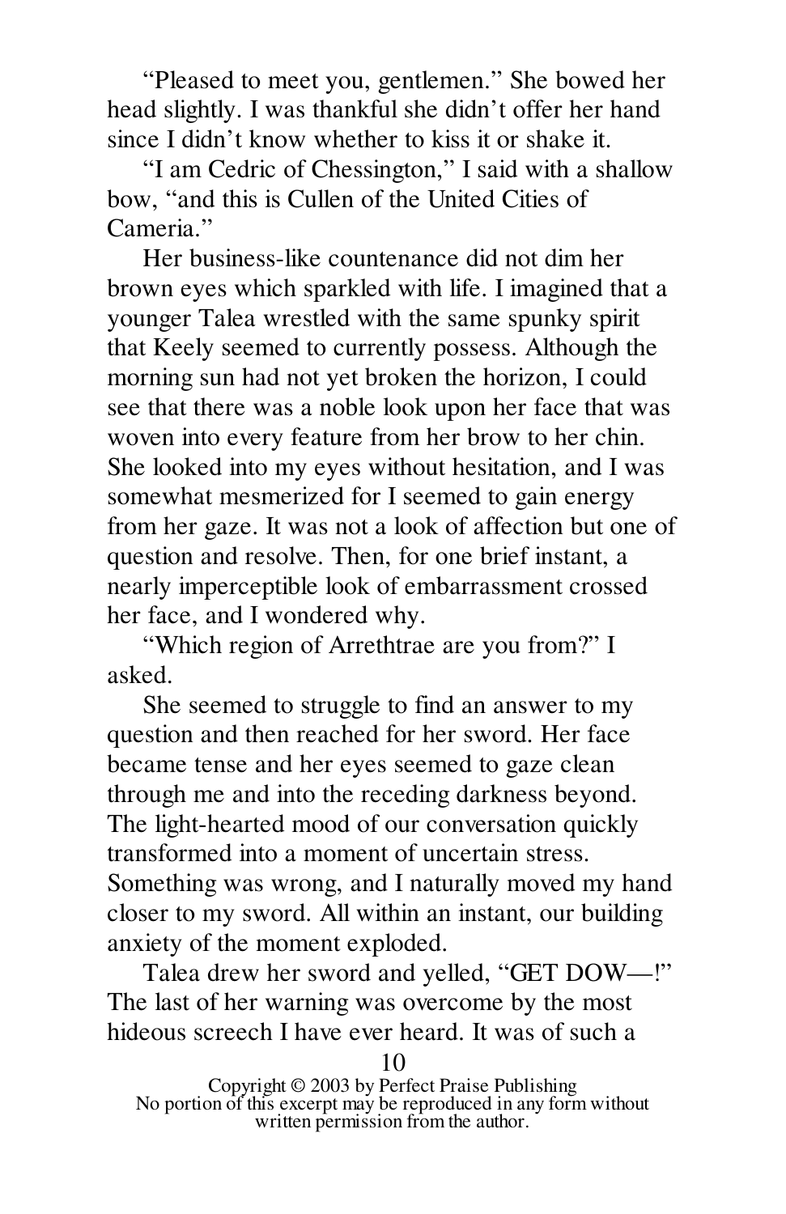"Pleased to meet you, gentlemen." She bowed her head slightly. I was thankful she didn't offer her hand since I didn't know whether to kiss it or shake it.

"I am Cedric of Chessington," I said with a shallow bow, "and this is Cullen of the United Cities of Cameria."

Her business-like countenance did not dim her brown eyes which sparkled with life. I imagined that a younger Talea wrestled with the same spunky spirit that Keely seemed to currently possess. Although the morning sun had not yet broken the horizon, I could see that there was a noble look upon her face that was woven into every feature from her brow to her chin. She looked into my eyes without hesitation, and I was somewhat mesmerized for I seemed to gain energy from her gaze. It was not a look of affection but one of question and resolve. Then, for one brief instant, a nearly imperceptible look of embarrassment crossed her face, and I wondered why.

"Which region of Arrethtrae are you from?" I asked.

She seemed to struggle to find an answer to my question and then reached for her sword. Her face became tense and her eyes seemed to gaze clean through me and into the receding darkness beyond. The light-hearted mood of our conversation quickly transformed into a moment of uncertain stress. Something was wrong, and I naturally moved my hand closer to my sword. All within an instant, our building anxiety of the moment exploded.

Talea drew her sword and yelled, "GET DOW—!" The last of her warning was overcome by the most hideous screech I have ever heard. It was of such a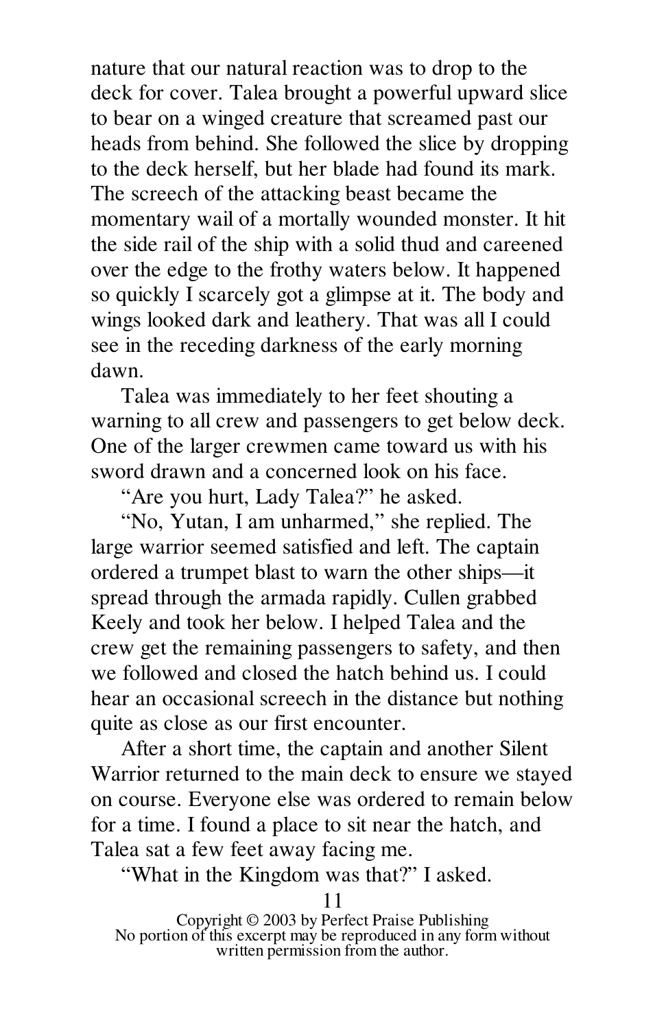nature that our natural reaction was to drop to the deck for cover. Talea brought a powerful upward slice to bear on a winged creature that screamed past our heads from behind. She followed the slice by dropping to the deck herself, but her blade had found its mark. The screech of the attacking beast became the momentary wail of a mortally wounded monster. It hit the side rail of the ship with a solid thud and careened over the edge to the frothy waters below. It happened so quickly I scarcely got a glimpse at it. The body and wings looked dark and leathery. That was all I could see in the receding darkness of the early morning dawn.

Talea was immediately to her feet shouting a warning to all crew and passengers to get below deck. One of the larger crewmen came toward us with his sword drawn and a concerned look on his face.

"Are you hurt, Lady Talea?" he asked.

"No, Yutan, I am unharmed," she replied. The large warrior seemed satisfied and left. The captain ordered a trumpet blast to warn the other ships—it spread through the armada rapidly. Cullen grabbed Keely and took her below. I helped Talea and the crew get the remaining passengers to safety, and then we followed and closed the hatch behind us. I could hear an occasional screech in the distance but nothing quite as close as our first encounter.

After a short time, the captain and another Silent Warrior returned to the main deck to ensure we stayed on course. Everyone else was ordered to remain below for a time. I found a place to sit near the hatch, and Talea sat a few feet away facing me.

"What in the Kingdom was that?" I asked.

Copyright © 2003 by Perfect Praise Publishing
No portion of this excerpt may be reproduced in any form without written permission from the author.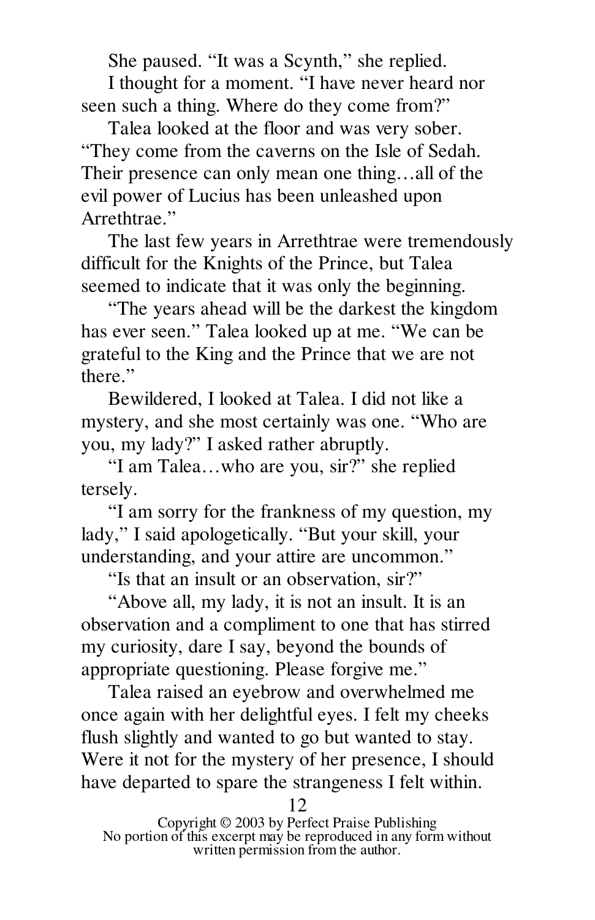She paused. "It was a Scynth," she replied.

I thought for a moment. "I have never heard nor seen such a thing. Where do they come from?"

Talea looked at the floor and was very sober. "They come from the caverns on the Isle of Sedah. Their presence can only mean one thing…all of the evil power of Lucius has been unleashed upon Arrethtrae."

The last few years in Arrethtrae were tremendously difficult for the Knights of the Prince, but Talea seemed to indicate that it was only the beginning.

"The years ahead will be the darkest the kingdom has ever seen." Talea looked up at me. "We can be grateful to the King and the Prince that we are not there."

Bewildered, I looked at Talea. I did not like a mystery, and she most certainly was one. "Who are you, my lady?" I asked rather abruptly.

"I am Talea…who are you, sir?" she replied tersely.

"I am sorry for the frankness of my question, my lady," I said apologetically. "But your skill, your understanding, and your attire are uncommon."

"Is that an insult or an observation, sir?"

"Above all, my lady, it is not an insult. It is an observation and a compliment to one that has stirred my curiosity, dare I say, beyond the bounds of appropriate questioning. Please forgive me."

Talea raised an eyebrow and overwhelmed me once again with her delightful eyes. I felt my cheeks flush slightly and wanted to go but wanted to stay. Were it not for the mystery of her presence, I should have departed to spare the strangeness I felt within.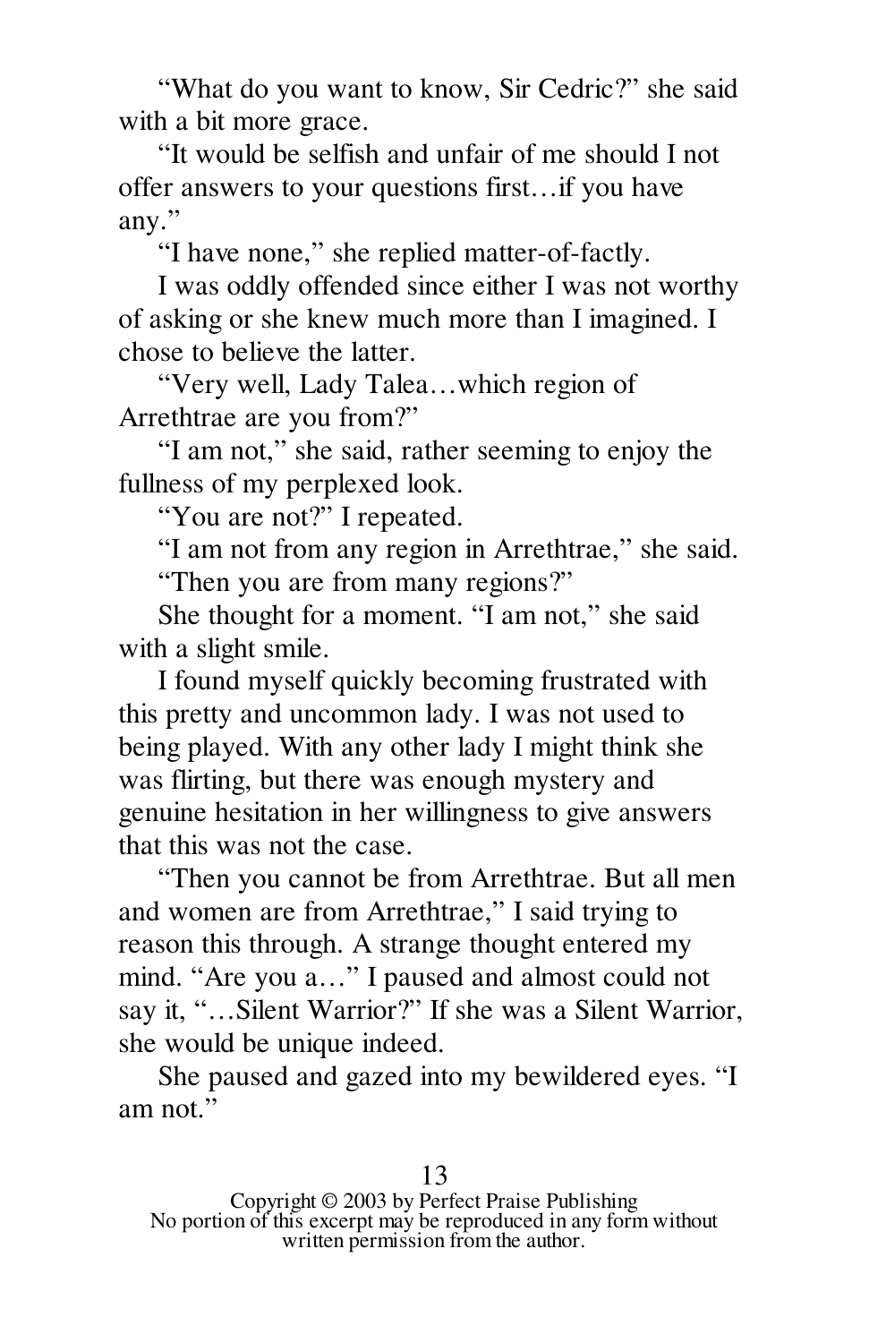"What do you want to know, Sir Cedric?" she said with a bit more grace.

"It would be selfish and unfair of me should I not offer answers to your questions first…if you have any."

"I have none," she replied matter-of-factly.

I was oddly offended since either I was not worthy of asking or she knew much more than I imagined. I chose to believe the latter.

"Very well, Lady Talea…which region of Arrethtrae are you from?"

"I am not," she said, rather seeming to enjoy the fullness of my perplexed look.

"You are not?" I repeated.

"I am not from any region in Arrethtrae," she said.

"Then you are from many regions?"

She thought for a moment. "I am not," she said with a slight smile.

I found myself quickly becoming frustrated with this pretty and uncommon lady. I was not used to being played. With any other lady I might think she was flirting, but there was enough mystery and genuine hesitation in her willingness to give answers that this was not the case.

"Then you cannot be from Arrethtrae. But all men and women are from Arrethtrae," I said trying to reason this through. A strange thought entered my mind. "Are you a…" I paused and almost could not say it, "…Silent Warrior?" If she was a Silent Warrior, she would be unique indeed.

She paused and gazed into my bewildered eyes. "I am not."

Copyright © 2003 by Perfect Praise Publishing
No portion of this excerpt may be reproduced in any form without written permission from the author.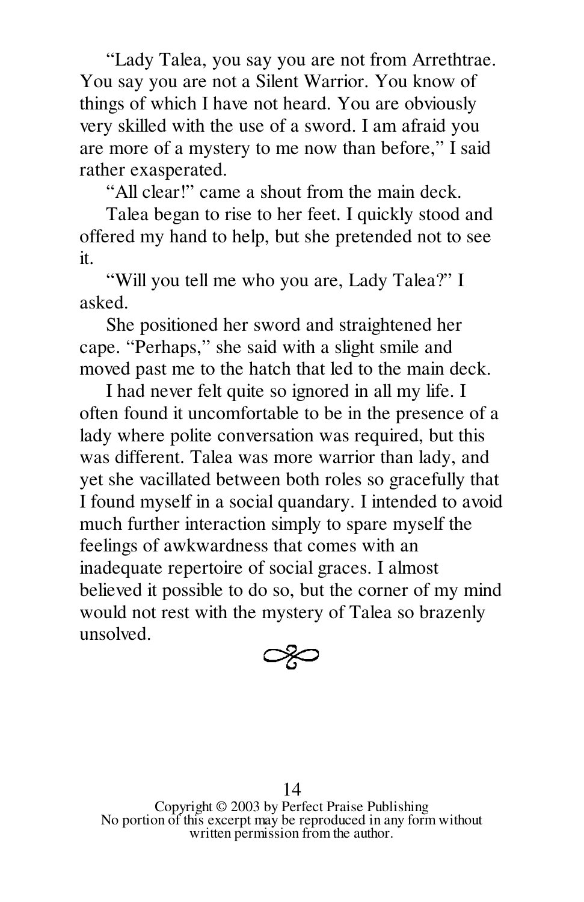"Lady Talea, you say you are not from Arrethtrae. You say you are not a Silent Warrior. You know of things of which I have not heard. You are obviously very skilled with the use of a sword. I am afraid you are more of a mystery to me now than before," I said rather exasperated.

"All clear!" came a shout from the main deck.

Talea began to rise to her feet. I quickly stood and offered my hand to help, but she pretended not to see it.

"Will you tell me who you are, Lady Talea?" I asked.

She positioned her sword and straightened her cape. "Perhaps," she said with a slight smile and moved past me to the hatch that led to the main deck.

I had never felt quite so ignored in all my life. I often found it uncomfortable to be in the presence of a lady where polite conversation was required, but this was different. Talea was more warrior than lady, and yet she vacillated between both roles so gracefully that I found myself in a social quandary. I intended to avoid much further interaction simply to spare myself the feelings of awkwardness that comes with an inadequate repertoire of social graces. I almost believed it possible to do so, but the corner of my mind would not rest with the mystery of Talea so brazenly unsolved.

Copyright © 2003 by Perfect Praise Publishing
No portion of this excerpt may be reproduced in any form without written permission from the author.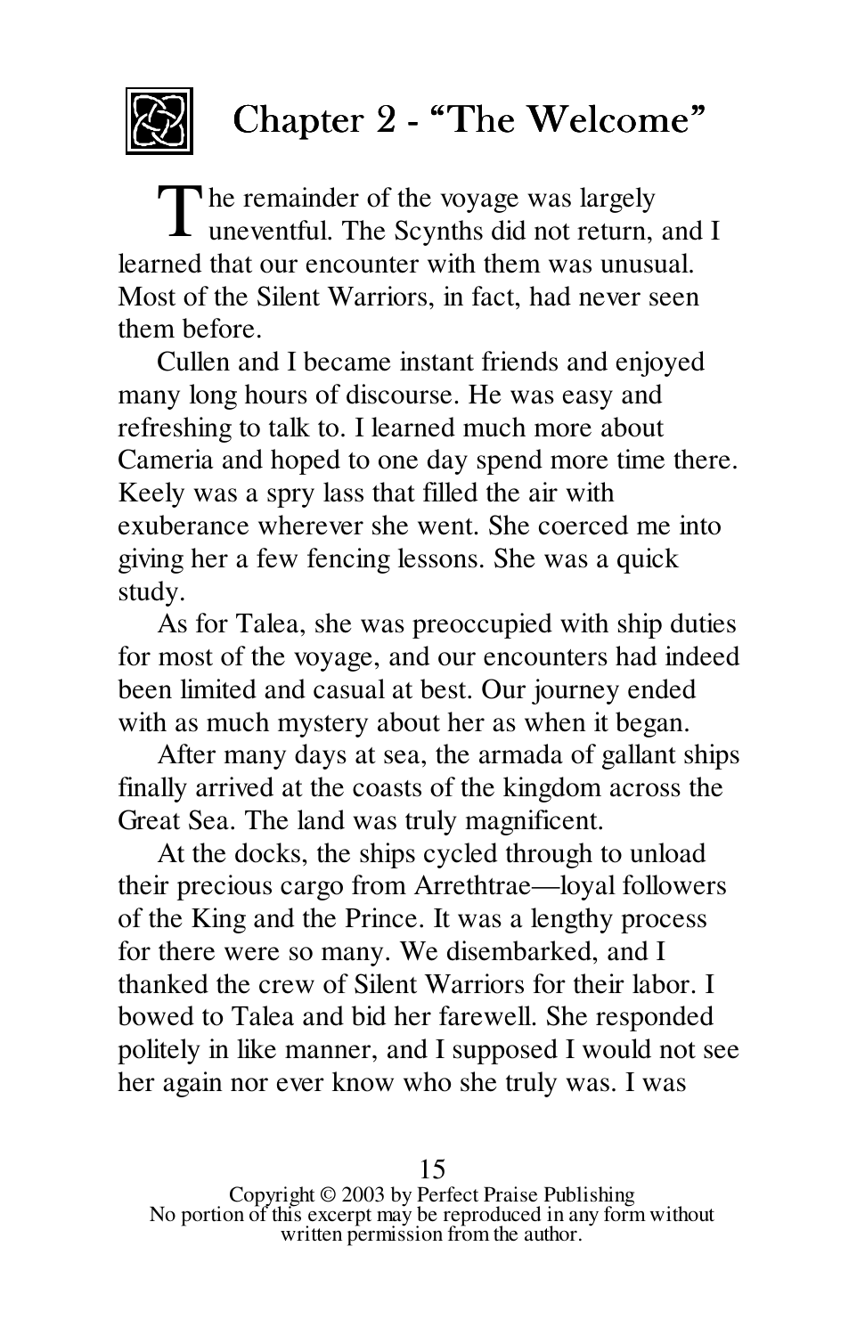# Chapter 2 - "The Welcome"

The remainder of the voyage was largely uneventful. The Scynths did not return, and I learned that our encounter with them was unusual. Most of the Silent Warriors, in fact, had never seen them before.

Cullen and I became instant friends and enjoyed many long hours of discourse. He was easy and refreshing to talk to. I learned much more about Cameria and hoped to one day spend more time there. Keely was a spry lass that filled the air with exuberance wherever she went. She coerced me into giving her a few fencing lessons. She was a quick study.

As for Talea, she was preoccupied with ship duties for most of the voyage, and our encounters had indeed been limited and casual at best. Our journey ended with as much mystery about her as when it began.

After many days at sea, the armada of gallant ships finally arrived at the coasts of the kingdom across the Great Sea. The land was truly magnificent.

At the docks, the ships cycled through to unload their precious cargo from Arrethtrae—loyal followers of the King and the Prince. It was a lengthy process for there were so many. We disembarked, and I thanked the crew of Silent Warriors for their labor. I bowed to Talea and bid her farewell. She responded politely in like manner, and I supposed I would not see her again nor ever know who she truly was. I was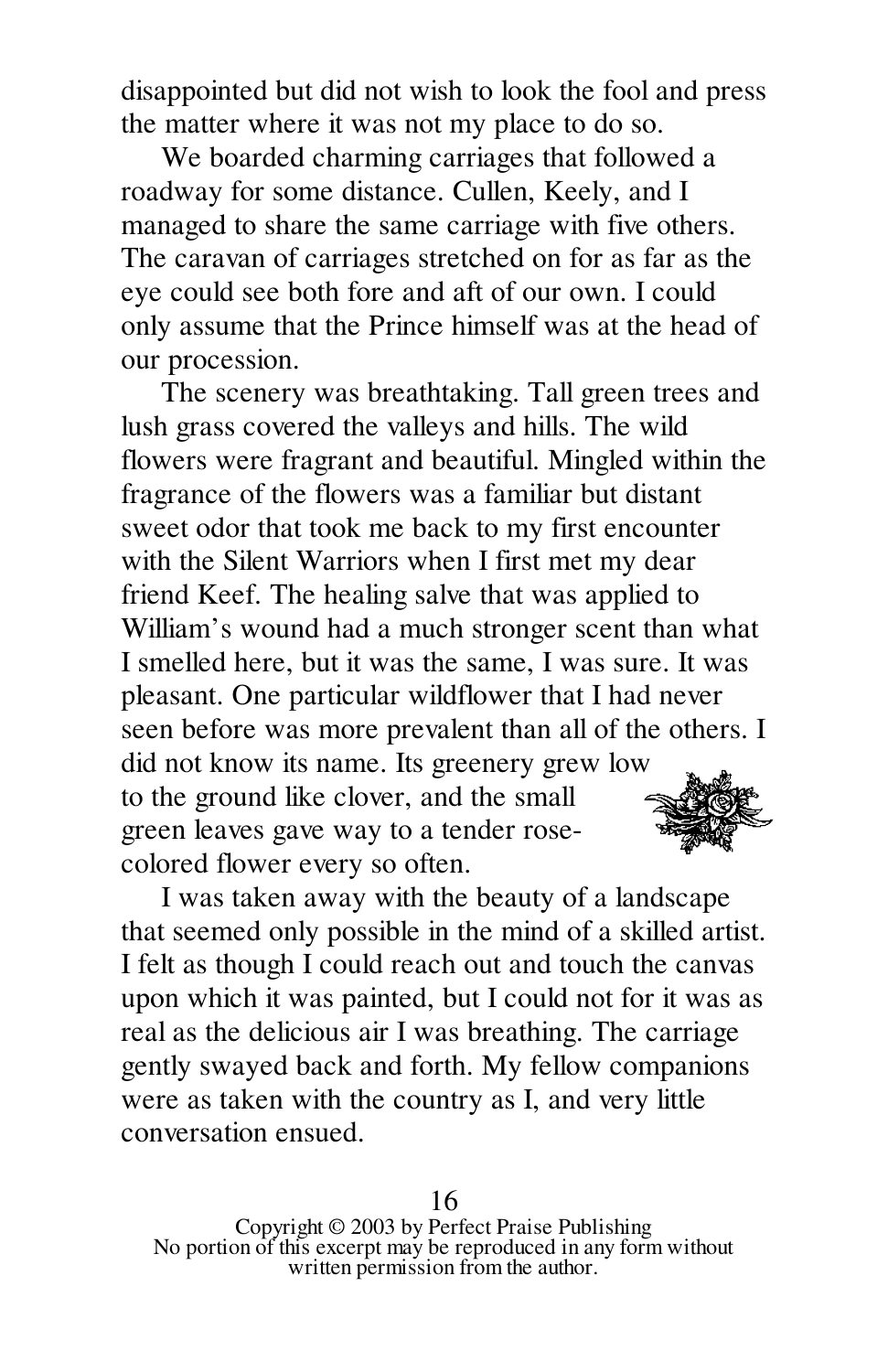disappointed but did not wish to look the fool and press the matter where it was not my place to do so.

We boarded charming carriages that followed a roadway for some distance. Cullen, Keely, and I managed to share the same carriage with five others. The caravan of carriages stretched on for as far as the eye could see both fore and aft of our own. I could only assume that the Prince himself was at the head of our procession.

The scenery was breathtaking. Tall green trees and lush grass covered the valleys and hills. The wild flowers were fragrant and beautiful. Mingled within the fragrance of the flowers was a familiar but distant sweet odor that took me back to my first encounter with the Silent Warriors when I first met my dear friend Keef. The healing salve that was applied to William's wound had a much stronger scent than what I smelled here, but it was the same, I was sure. It was pleasant. One particular wildflower that I had never seen before was more prevalent than all of the others. I did not know its name. Its greenery grew low to the ground like clover, and the small green leaves gave way to a tender rose-colored flower every so often.

I was taken away with the beauty of a landscape that seemed only possible in the mind of a skilled artist. I felt as though I could reach out and touch the canvas upon which it was painted, but I could not for it was as real as the delicious air I was breathing. The carriage gently swayed back and forth. My fellow companions were as taken with the country as I, and very little conversation ensued.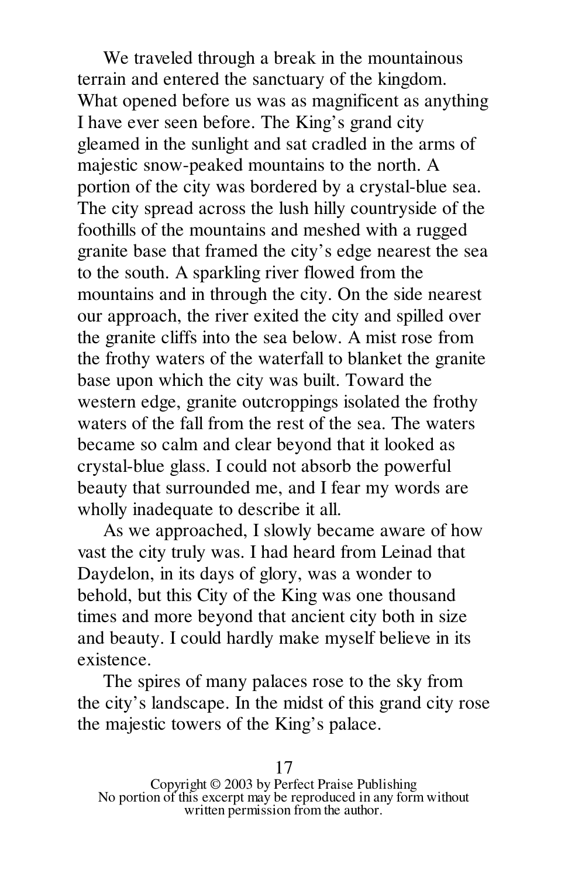We traveled through a break in the mountainous terrain and entered the sanctuary of the kingdom. What opened before us was as magnificent as anything I have ever seen before. The King's grand city gleamed in the sunlight and sat cradled in the arms of majestic snow-peaked mountains to the north. A portion of the city was bordered by a crystal-blue sea. The city spread across the lush hilly countryside of the foothills of the mountains and meshed with a rugged granite base that framed the city's edge nearest the sea to the south. A sparkling river flowed from the mountains and in through the city. On the side nearest our approach, the river exited the city and spilled over the granite cliffs into the sea below. A mist rose from the frothy waters of the waterfall to blanket the granite base upon which the city was built. Toward the western edge, granite outcroppings isolated the frothy waters of the fall from the rest of the sea. The waters became so calm and clear beyond that it looked as crystal-blue glass. I could not absorb the powerful beauty that surrounded me, and I fear my words are wholly inadequate to describe it all.

As we approached, I slowly became aware of how vast the city truly was. I had heard from Leinad that Daydelon, in its days of glory, was a wonder to behold, but this City of the King was one thousand times and more beyond that ancient city both in size and beauty. I could hardly make myself believe in its existence.

The spires of many palaces rose to the sky from the city's landscape. In the midst of this grand city rose the majestic towers of the King's palace.

Copyright © 2003 by Perfect Praise Publishing
No portion of this excerpt may be reproduced in any form without written permission from the author.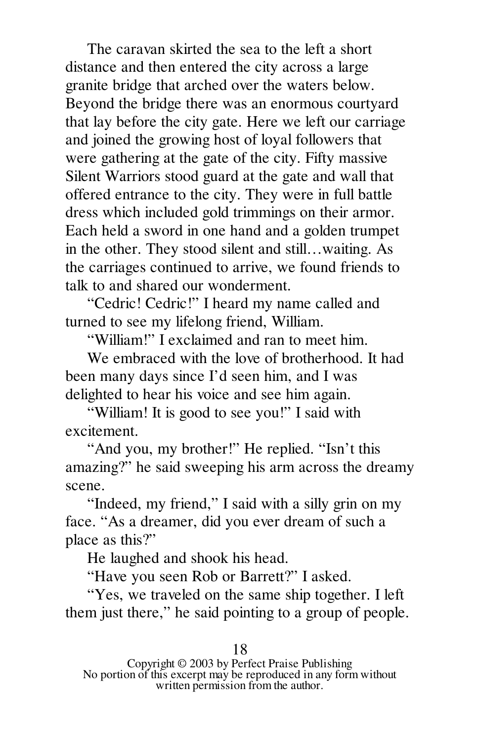The caravan skirted the sea to the left a short distance and then entered the city across a large granite bridge that arched over the waters below. Beyond the bridge there was an enormous courtyard that lay before the city gate. Here we left our carriage and joined the growing host of loyal followers that were gathering at the gate of the city. Fifty massive Silent Warriors stood guard at the gate and wall that offered entrance to the city. They were in full battle dress which included gold trimmings on their armor. Each held a sword in one hand and a golden trumpet in the other. They stood silent and still…waiting. As the carriages continued to arrive, we found friends to talk to and shared our wonderment.

"Cedric! Cedric!" I heard my name called and turned to see my lifelong friend, William.

"William!" I exclaimed and ran to meet him.

We embraced with the love of brotherhood. It had been many days since I'd seen him, and I was delighted to hear his voice and see him again.

"William! It is good to see you!" I said with excitement.

"And you, my brother!" He replied. "Isn't this amazing?" he said sweeping his arm across the dreamy scene.

"Indeed, my friend," I said with a silly grin on my face. "As a dreamer, did you ever dream of such a place as this?"

He laughed and shook his head.

"Have you seen Rob or Barrett?" I asked.

"Yes, we traveled on the same ship together. I left them just there," he said pointing to a group of people.

Copyright © 2003 by Perfect Praise Publishing
No portion of this excerpt may be reproduced in any form without written permission from the author.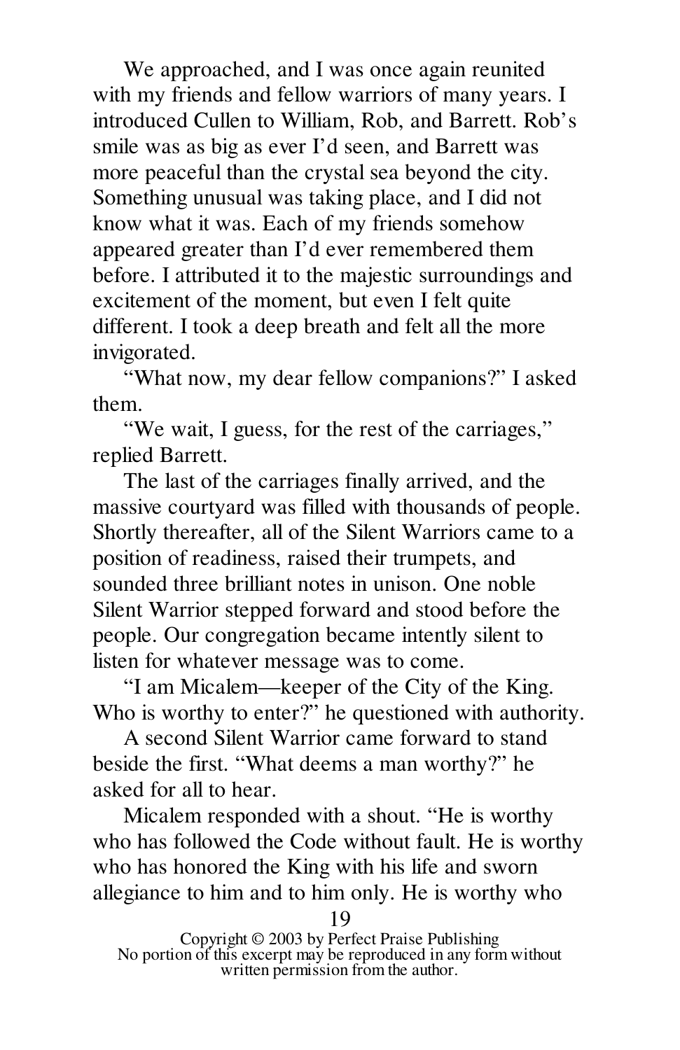We approached, and I was once again reunited with my friends and fellow warriors of many years. I introduced Cullen to William, Rob, and Barrett. Rob's smile was as big as ever I'd seen, and Barrett was more peaceful than the crystal sea beyond the city. Something unusual was taking place, and I did not know what it was. Each of my friends somehow appeared greater than I'd ever remembered them before. I attributed it to the majestic surroundings and excitement of the moment, but even I felt quite different. I took a deep breath and felt all the more invigorated.

"What now, my dear fellow companions?" I asked them.

"We wait, I guess, for the rest of the carriages," replied Barrett.

The last of the carriages finally arrived, and the massive courtyard was filled with thousands of people. Shortly thereafter, all of the Silent Warriors came to a position of readiness, raised their trumpets, and sounded three brilliant notes in unison. One noble Silent Warrior stepped forward and stood before the people. Our congregation became intently silent to listen for whatever message was to come.

"I am Micalem—keeper of the City of the King. Who is worthy to enter?" he questioned with authority.

A second Silent Warrior came forward to stand beside the first. "What deems a man worthy?" he asked for all to hear.

Micalem responded with a shout. "He is worthy who has followed the Code without fault. He is worthy who has honored the King with his life and sworn allegiance to him and to him only. He is worthy who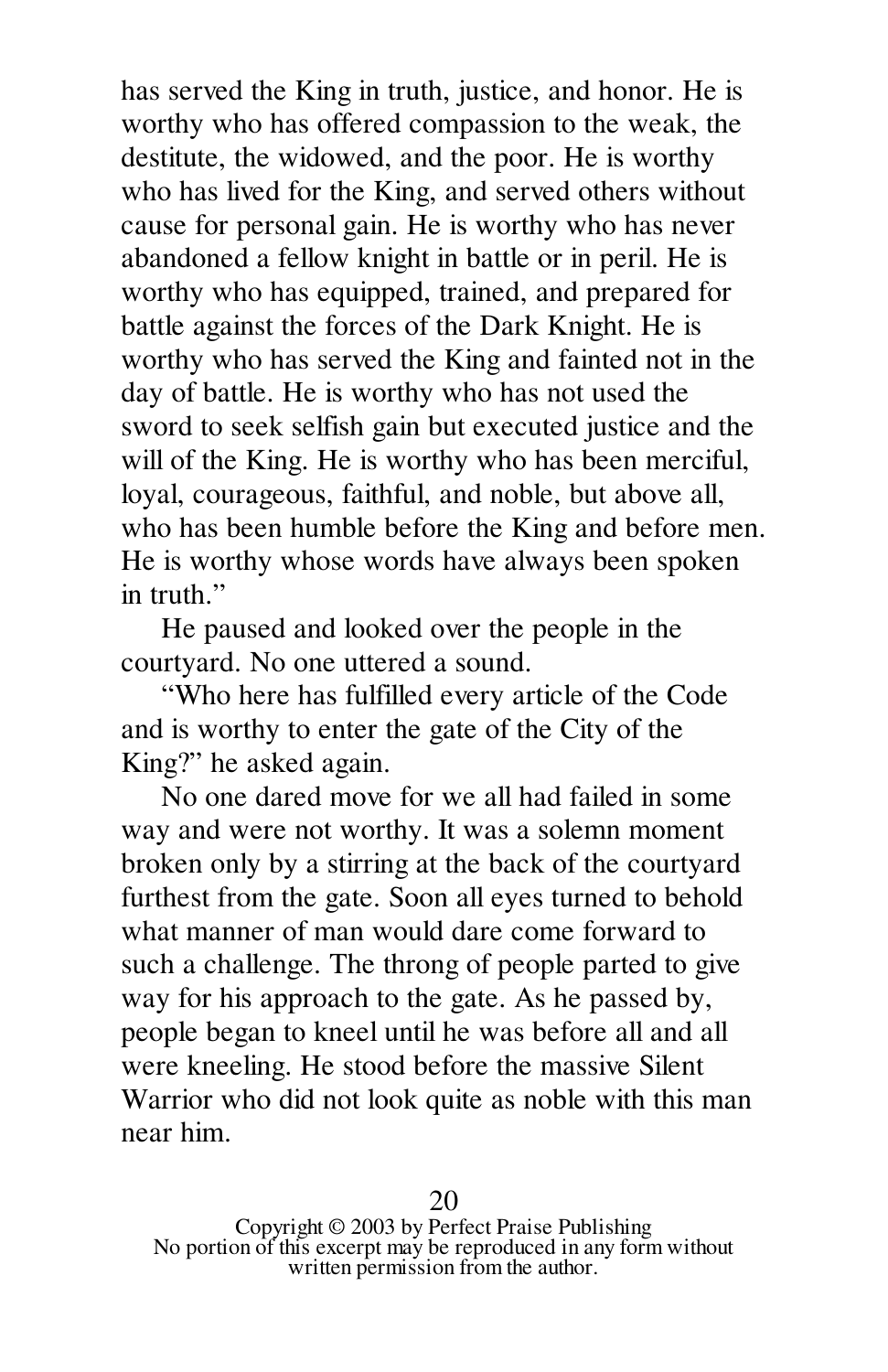has served the King in truth, justice, and honor. He is worthy who has offered compassion to the weak, the destitute, the widowed, and the poor. He is worthy who has lived for the King, and served others without cause for personal gain. He is worthy who has never abandoned a fellow knight in battle or in peril. He is worthy who has equipped, trained, and prepared for battle against the forces of the Dark Knight. He is worthy who has served the King and fainted not in the day of battle. He is worthy who has not used the sword to seek selfish gain but executed justice and the will of the King. He is worthy who has been merciful, loyal, courageous, faithful, and noble, but above all, who has been humble before the King and before men. He is worthy whose words have always been spoken in truth."

He paused and looked over the people in the courtyard. No one uttered a sound.

"Who here has fulfilled every article of the Code and is worthy to enter the gate of the City of the King?" he asked again.

No one dared move for we all had failed in some way and were not worthy. It was a solemn moment broken only by a stirring at the back of the courtyard furthest from the gate. Soon all eyes turned to behold what manner of man would dare come forward to such a challenge. The throng of people parted to give way for his approach to the gate. As he passed by, people began to kneel until he was before all and all were kneeling. He stood before the massive Silent Warrior who did not look quite as noble with this man near him.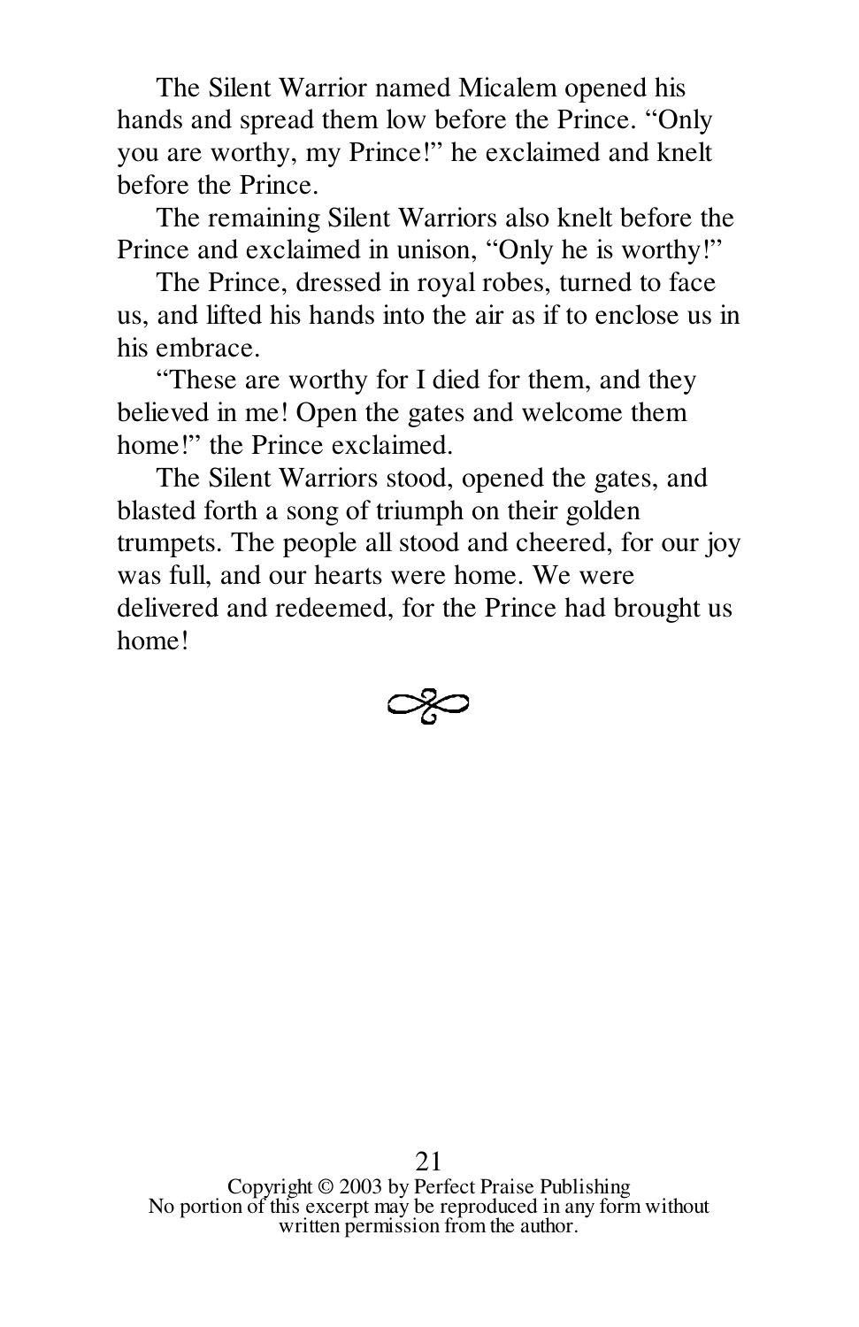The Silent Warrior named Micalem opened his hands and spread them low before the Prince. “Only you are worthy, my Prince!” he exclaimed and knelt before the Prince.

The remaining Silent Warriors also knelt before the Prince and exclaimed in unison, “Only he is worthy!”

The Prince, dressed in royal robes, turned to face us, and lifted his hands into the air as if to enclose us in his embrace.

“These are worthy for I died for them, and they believed in me! Open the gates and welcome them home!” the Prince exclaimed.

The Silent Warriors stood, opened the gates, and blasted forth a song of triumph on their golden trumpets. The people all stood and cheered, for our joy was full, and our hearts were home. We were delivered and redeemed, for the Prince had brought us home!

Copyright © 2003 by Perfect Praise Publishing
No portion of this excerpt may be reproduced in any form without written permission from the author.